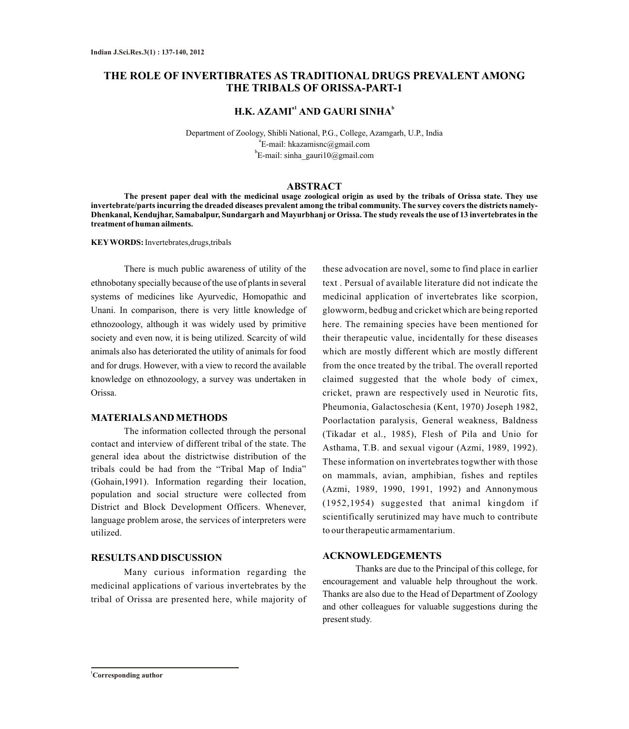# THE ROLE OF INVERTIBRATES AS TRADITIONAL DRUGS PREVALENT AMONG THE TRIBALS OF ORISSA-PART-1

**H.K. AZAMI[a1] AND GAURI SINHA[b]**

Department of Zoology, Shibli National, P.G., College, Azamgarh, U.P., India
[a]E-mail: hkazamisnc@gmail.com
[b]E-mail: sinha_gauri10@gmail.com

## ABSTRACT

**The present paper deal with the medicinal usage zoological origin as used by the tribals of Orissa state. They use invertebrate/parts incurring the dreaded diseases prevalent among the tribal community. The survey covers the districts namely-Dhenkanal, Kendujhar, Samabalpur, Sundargarh and Mayurbhanj or Orissa. The study reveals the use of 13 invertebrates in the treatment of human ailments.**

**KEY WORDS:** Invertebrates,drugs,tribals

There is much public awareness of utility of the ethnobotany specially because of the use of plants in several systems of medicines like Ayurvedic, Homopathic and Unani. In comparison, there is very little knowledge of ethnozoology, although it was widely used by primitive society and even now, it is being utilized. Scarcity of wild animals also has deteriorated the utility of animals for food and for drugs. However, with a view to record the available knowledge on ethnozoology, a survey was undertaken in Orissa.

## MATERIALS AND METHODS

The information collected through the personal contact and interview of different tribal of the state. The general idea about the districtwise distribution of the tribals could be had from the "Tribal Map of India" (Gohain,1991). Information regarding their location, population and social structure were collected from District and Block Development Officers. Whenever, language problem arose, the services of interpreters were utilized.

## RESULTS AND DISCUSSION

Many curious information regarding the medicinal applications of various invertebrates by the tribal of Orissa are presented here, while majority of these advocation are novel, some to find place in earlier text . Persual of available literature did not indicate the medicinal application of invertebrates like scorpion, glowworm, bedbug and cricket which are being reported here. The remaining species have been mentioned for their therapeutic value, incidentally for these diseases which are mostly different which are mostly different from the once treated by the tribal. The overall reported claimed suggested that the whole body of cimex, cricket, prawn are respectively used in Neurotic fits, Pheumonia, Galactoschesia (Kent, 1970) Joseph 1982, Poorlactation paralysis, General weakness, Baldness (Tikadar et al., 1985), Flesh of Pila and Unio for Asthama, T.B. and sexual vigour (Azmi, 1989, 1992). These information on invertebrates togwther with those on mammals, avian, amphibian, fishes and reptiles (Azmi, 1989, 1990, 1991, 1992) and Annonymous (1952,1954) suggested that animal kingdom if scientifically serutinized may have much to contribute to our therapeutic armamentarium.

## ACKNOWLEDGEMENTS

Thanks are due to the Principal of this college, for encouragement and valuable help throughout the work. Thanks are also due to the Head of Department of Zoology and other colleagues for valuable suggestions during the present study.

[1]**Corresponding author**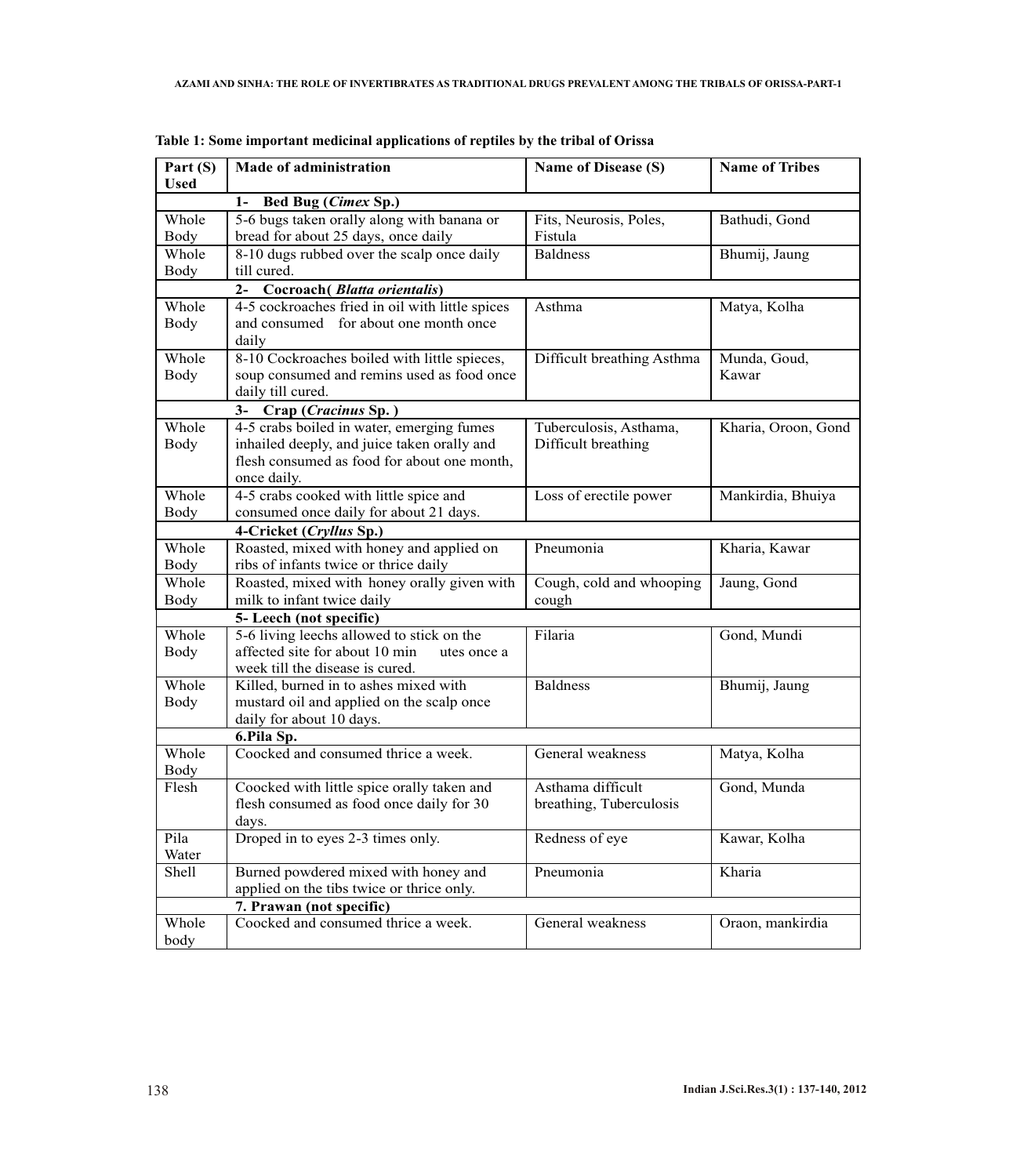**Table 1: Some important medicinal applications of reptiles by the tribal of Orissa**

| Part (S) Used | Made of administration | Name of Disease (S) | Name of Tribes |
|---|---|---|---|
| | **1- Bed Bug (*Cimex* Sp.)** | | |
| Whole Body | 5-6 bugs taken orally along with banana or bread for about 25 days, once daily | Fits, Neurosis, Poles, Fistula | Bathudi, Gond |
| Whole Body | 8-10 dugs rubbed over the scalp once daily till cured. | Baldness | Bhumij, Jaung |
| | **2- Cocroach( *Blatta orientalis*)** | | |
| Whole Body | 4-5 cockroaches fried in oil with little spices and consumed for about one month once daily | Asthma | Matya, Kolha |
| Whole Body | 8-10 Cockroaches boiled with little spieces, soup consumed and remins used as food once daily till cured. | Difficult breathing Asthma | Munda, Goud, Kawar |
| | **3- Crap (*Cracinus* Sp. )** | | |
| Whole Body | 4-5 crabs boiled in water, emerging fumes inhailed deeply, and juice taken orally and flesh consumed as food for about one month, once daily. | Tuberculosis, Asthama, Difficult breathing | Kharia, Oroon, Gond |
| Whole Body | 4-5 crabs cooked with little spice and consumed once daily for about 21 days. | Loss of erectile power | Mankirdia, Bhuiya |
| | **4-Cricket (*Cryllus* Sp.)** | | |
| Whole Body | Roasted, mixed with honey and applied on ribs of infants twice or thrice daily | Pneumonia | Kharia, Kawar |
| Whole Body | Roasted, mixed with honey orally given with milk to infant twice daily | Cough, cold and whooping cough | Jaung, Gond |
| | **5- Leech (not specific)** | | |
| Whole Body | 5-6 living leechs allowed to stick on the affected site for about 10 min utes once a week till the disease is cured. | Filaria | Gond, Mundi |
| Whole Body | Killed, burned in to ashes mixed with mustard oil and applied on the scalp once daily for about 10 days. | Baldness | Bhumij, Jaung |
| | **6.Pila Sp.** | | |
| Whole Body | Coocked and consumed thrice a week. | General weakness | Matya, Kolha |
| Flesh | Coocked with little spice orally taken and flesh consumed as food once daily for 30 days. | Asthama difficult breathing, Tuberculosis | Gond, Munda |
| Pila Water | Droped in to eyes 2-3 times only. | Redness of eye | Kawar, Kolha |
| Shell | Burned powdered mixed with honey and applied on the tibs twice or thrice only. | Pneumonia | Kharia |
| | **7. Prawan (not specific)** | | |
| Whole body | Coocked and consumed thrice a week. | General weakness | Oraon, mankirdia |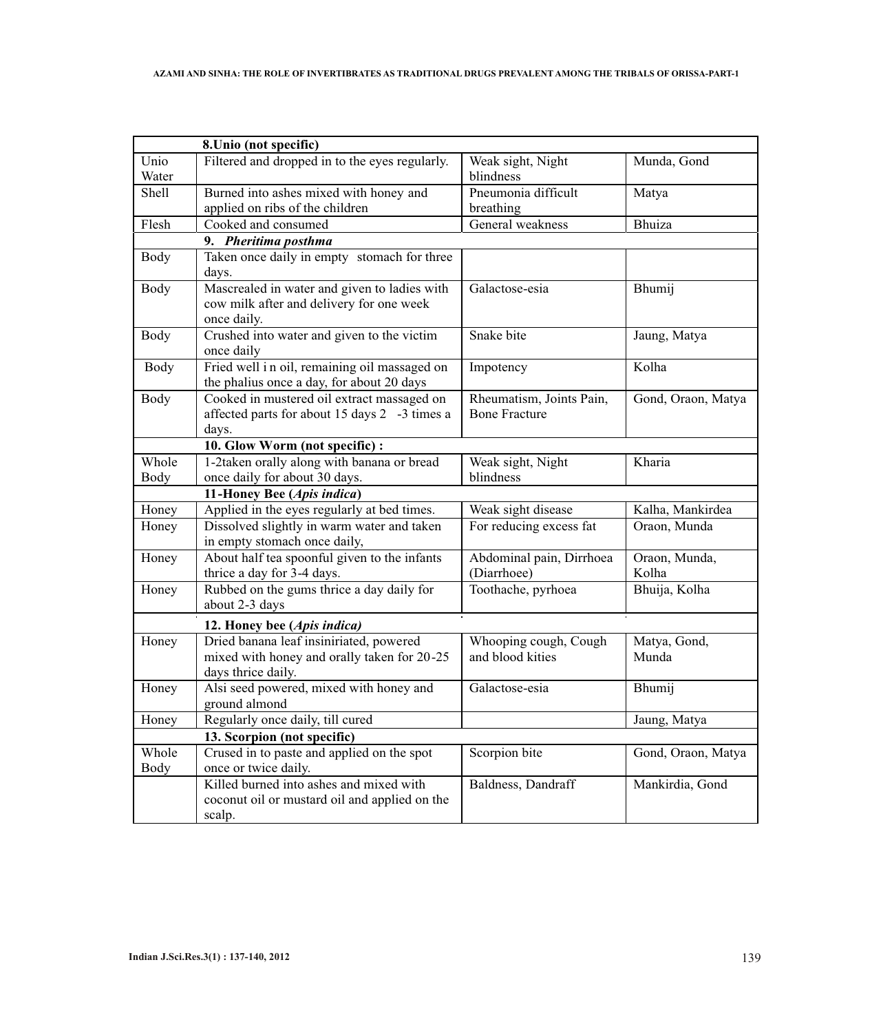| | | | |
|---|---|---|---|
| | **8.Unio (not specific)** | | |
| Unio Water | Filtered and dropped in to the eyes regularly. | Weak sight, Night blindness | Munda, Gond |
| Shell | Burned into ashes mixed with honey and applied on ribs of the children | Pneumonia difficult breathing | Matya |
| Flesh | Cooked and consumed | General weakness | Bhuiza |
| | **9. *Pheritima posthma*** | | |
| Body | Taken once daily in empty stomach for three days. | | |
| Body | Mascrealed in water and given to ladies with cow milk after and delivery for one week once daily. | Galactose-esia | Bhumij |
| Body | Crushed into water and given to the victim once daily | Snake bite | Jaung, Matya |
| Body | Fried well i n oil, remaining oil massaged on the phalius once a day, for about 20 days | Impotency | Kolha |
| Body | Cooked in mustered oil extract massaged on affected parts for about 15 days 2 -3 times a days. | Rheumatism, Joints Pain, Bone Fracture | Gond, Oraon, Matya |
| | **10. Glow Worm (not specific) :** | | |
| Whole Body | 1-2taken orally along with banana or bread once daily for about 30 days. | Weak sight, Night blindness | Kharia |
| | **11-Honey Bee (*Apis indica*)** | | |
| Honey | Applied in the eyes regularly at bed times. | Weak sight disease | Kalha, Mankirdea |
| Honey | Dissolved slightly in warm water and taken in empty stomach once daily, | For reducing excess fat | Oraon, Munda |
| Honey | About half tea spoonful given to the infants thrice a day for 3-4 days. | Abdominal pain, Dirrhoea (Diarrhoee) | Oraon, Munda, Kolha |
| Honey | Rubbed on the gums thrice a day daily for about 2-3 days | Toothache, pyrhoea | Bhuija, Kolha |
| | **12. Honey bee (*Apis indica)*** | | |
| Honey | Dried banana leaf insiniriated, powered mixed with honey and orally taken for 20-25 days thrice daily. | Whooping cough, Cough and blood kities | Matya, Gond, Munda |
| Honey | Alsi seed powered, mixed with honey and ground almond | Galactose-esia | Bhumij |
| Honey | Regularly once daily, till cured | | Jaung, Matya |
| | **13. Scorpion (not specific)** | | |
| Whole Body | Crused in to paste and applied on the spot once or twice daily. | Scorpion bite | Gond, Oraon, Matya |
| | Killed burned into ashes and mixed with coconut oil or mustard oil and applied on the scalp. | Baldness, Dandraff | Mankirdia, Gond |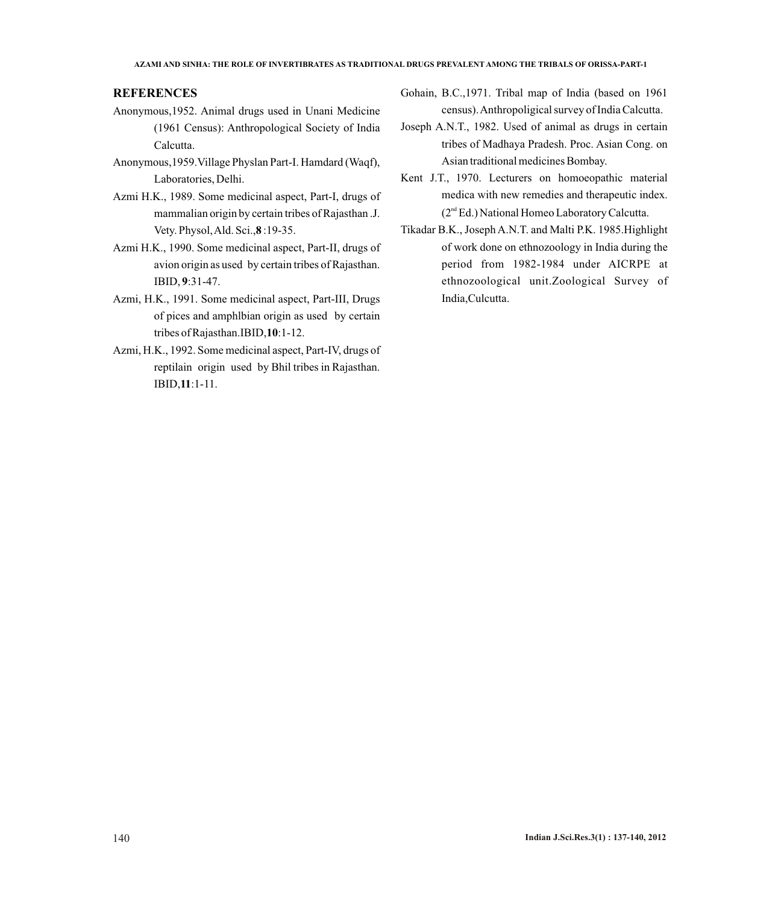## REFERENCES

Anonymous,1952. Animal drugs used in Unani Medicine (1961 Census): Anthropological Society of India Calcutta.

Anonymous,1959.Village Physlan Part-I. Hamdard (Waqf), Laboratories, Delhi.

Azmi H.K., 1989. Some medicinal aspect, Part-I, drugs of mammalian origin by certain tribes of Rajasthan .J. Vety. Physol, Ald. Sci.,**8** :19-35.

Azmi H.K., 1990. Some medicinal aspect, Part-II, drugs of avion origin as used by certain tribes of Rajasthan. IBID, **9**:31-47.

Azmi, H.K., 1991. Some medicinal aspect, Part-III, Drugs of pices and amphlbian origin as used by certain tribes of Rajasthan.IBID,**10**:1-12.

Azmi, H.K., 1992. Some medicinal aspect, Part-IV, drugs of reptilain origin used by Bhil tribes in Rajasthan. IBID,**11**:1-11.

Gohain, B.C.,1971. Tribal map of India (based on 1961 census). Anthropoligical survey of India Calcutta.

Joseph A.N.T., 1982. Used of animal as drugs in certain tribes of Madhaya Pradesh. Proc. Asian Cong. on Asian traditional medicines Bombay.

Kent J.T., 1970. Lecturers on homoeopathic material medica with new remedies and therapeutic index. (2nd Ed.) National Homeo Laboratory Calcutta.

Tikadar B.K., Joseph A.N.T. and Malti P.K. 1985.Highlight of work done on ethnozoology in India during the period from 1982-1984 under AICRPE at ethnozoological unit.Zoological Survey of India,Culcutta.